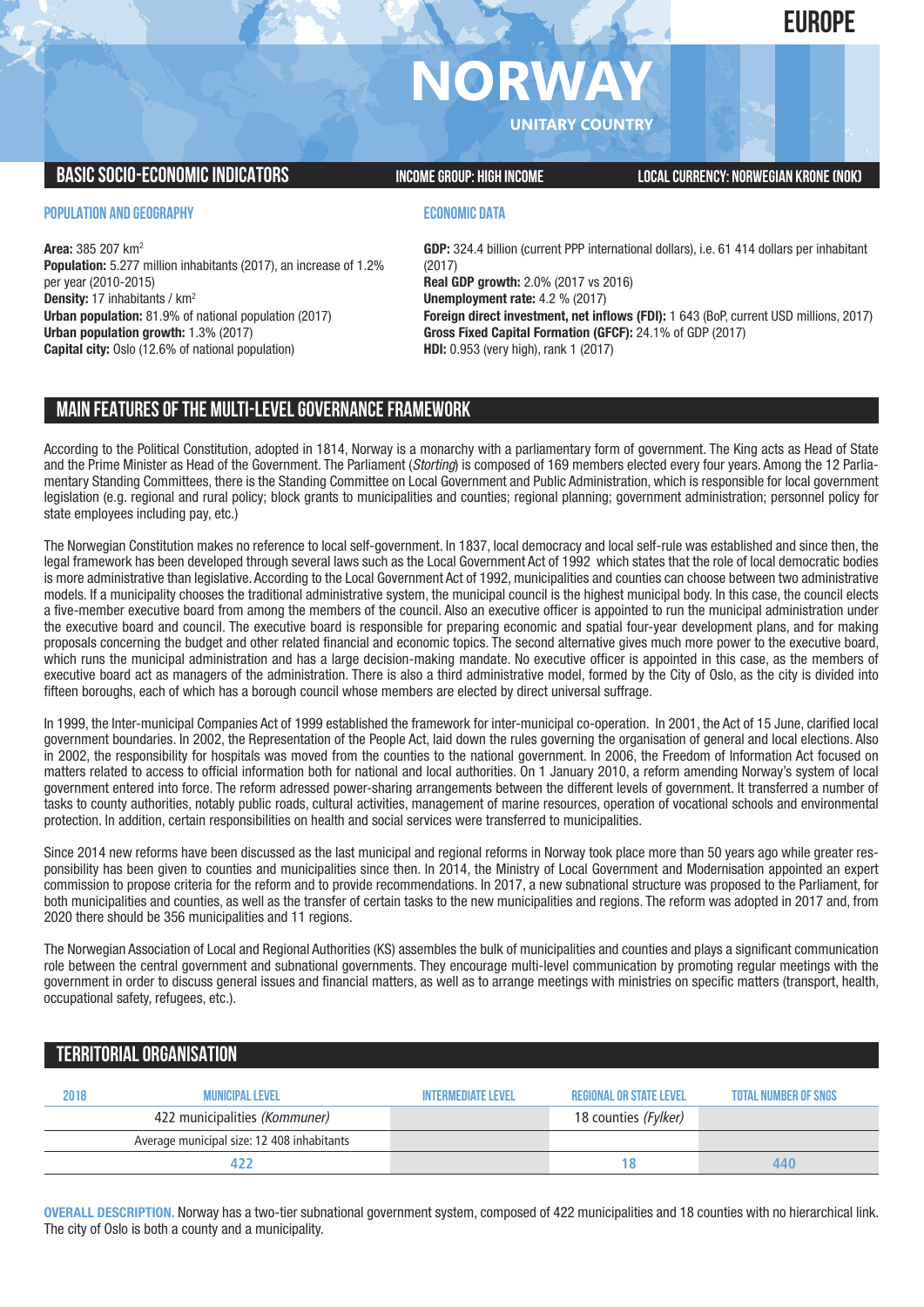EUROPE

# NORWAY

UNITARY COUNTRY

## BASIC SOCIO-ECONOMIC INDICATORS

INCOME GROUP: HIGH INCOME

LOCAL CURRENCY: NORWEGIAN KRONE (NOK)

### POPULATION AND GEOGRAPHY

**Area:** 385 207 km$^2$
**Population:** 5.277 million inhabitants (2017), an increase of 1.2% per year (2010-2015)
**Density:** 17 inhabitants / km$^2$
**Urban population:** 81.9% of national population (2017)
**Urban population growth:** 1.3% (2017)
**Capital city:** Oslo (12.6% of national population)

### ECONOMIC DATA

**GDP:** 324.4 billion (current PPP international dollars), i.e. 61 414 dollars per inhabitant (2017)
**Real GDP growth:** 2.0% (2017 vs 2016)
**Unemployment rate:** 4.2 % (2017)
**Foreign direct investment, net inflows (FDI):** 1 643 (BoP, current USD millions, 2017)
**Gross Fixed Capital Formation (GFCF):** 24.1% of GDP (2017)
**HDI:** 0.953 (very high), rank 1 (2017)

## MAIN FEATURES OF THE MULTI-LEVEL GOVERNANCE FRAMEWORK

According to the Political Constitution, adopted in 1814, Norway is a monarchy with a parliamentary form of government. The King acts as Head of State and the Prime Minister as Head of the Government. The Parliament (*Storting*) is composed of 169 members elected every four years. Among the 12 Parliamentary Standing Committees, there is the Standing Committee on Local Government and Public Administration, which is responsible for local government legislation (e.g. regional and rural policy; block grants to municipalities and counties; regional planning; government administration; personnel policy for state employees including pay, etc.)

The Norwegian Constitution makes no reference to local self-government. In 1837, local democracy and local self-rule was established and since then, the legal framework has been developed through several laws such as the Local Government Act of 1992 which states that the role of local democratic bodies is more administrative than legislative. According to the Local Government Act of 1992, municipalities and counties can choose between two administrative models. If a municipality chooses the traditional administrative system, the municipal council is the highest municipal body. In this case, the council elects a five-member executive board from among the members of the council. Also an executive officer is appointed to run the municipal administration under the executive board and council. The executive board is responsible for preparing economic and spatial four-year development plans, and for making proposals concerning the budget and other related financial and economic topics. The second alternative gives much more power to the executive board, which runs the municipal administration and has a large decision-making mandate. No executive officer is appointed in this case, as the members of executive board act as managers of the administration. There is also a third administrative model, formed by the City of Oslo, as the city is divided into fifteen boroughs, each of which has a borough council whose members are elected by direct universal suffrage.

In 1999, the Inter-municipal Companies Act of 1999 established the framework for inter-municipal co-operation. In 2001, the Act of 15 June, clarified local government boundaries. In 2002, the Representation of the People Act, laid down the rules governing the organisation of general and local elections. Also in 2002, the responsibility for hospitals was moved from the counties to the national government. In 2006, the Freedom of Information Act focused on matters related to access to official information both for national and local authorities. On 1 January 2010, a reform amending Norway's system of local government entered into force. The reform addressed power-sharing arrangements between the different levels of government. It transferred a number of tasks to county authorities, notably public roads, cultural activities, management of marine resources, operation of vocational schools and environmental protection. In addition, certain responsibilities on health and social services were transferred to municipalities.

Since 2014 new reforms have been discussed as the last municipal and regional reforms in Norway took place more than 50 years ago while greater responsibility has been given to counties and municipalities since then. In 2014, the Ministry of Local Government and Modernisation appointed an expert commission to propose criteria for the reform and to provide recommendations. In 2017, a new subnational structure was proposed to the Parliament, for both municipalities and counties, as well as the transfer of certain tasks to the new municipalities and regions. The reform was adopted in 2017 and, from 2020 there should be 356 municipalities and 11 regions.

The Norwegian Association of Local and Regional Authorities (KS) assembles the bulk of municipalities and counties and plays a significant communication role between the central government and subnational governments. They encourage multi-level communication by promoting regular meetings with the government in order to discuss general issues and financial matters, as well as to arrange meetings with ministries on specific matters (transport, health, occupational safety, refugees, etc.).

## TERRITORIAL ORGANISATION

| 2018 | MUNICIPAL LEVEL | INTERMEDIATE LEVEL | REGIONAL OR STATE LEVEL | TOTAL NUMBER OF SNGS |
|---|---|---|---|---|
| | 422 municipalities *(Kommuner)* | | 18 counties *(Fylker)* | |
| | Average municipal size: 12 408 inhabitants | | | |
| | 422 | | 18 | 440 |

**OVERALL DESCRIPTION.** Norway has a two-tier subnational government system, composed of 422 municipalities and 18 counties with no hierarchical link. The city of Oslo is both a county and a municipality.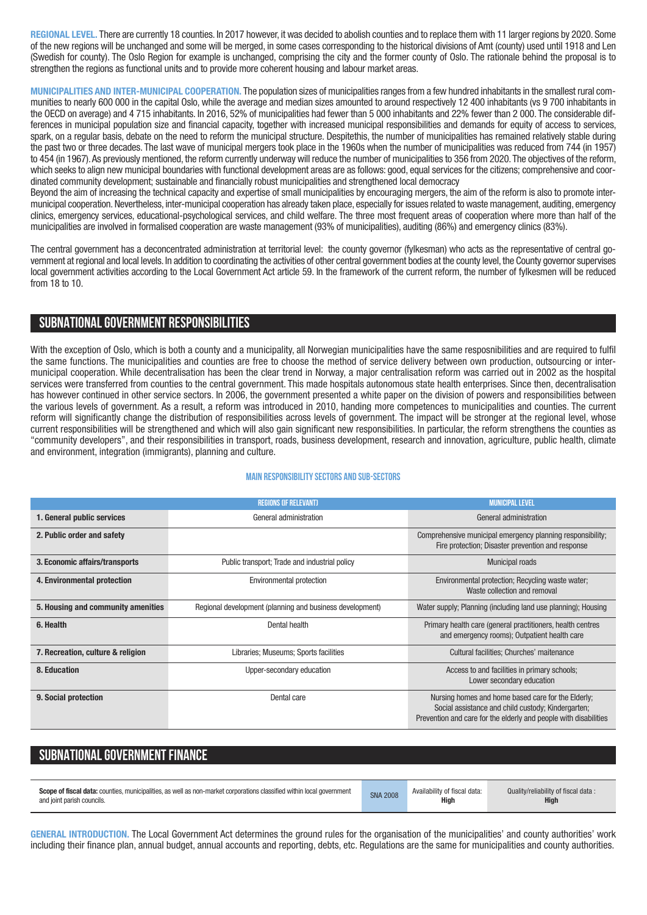**REGIONAL LEVEL.** There are currently 18 counties. In 2017 however, it was decided to abolish counties and to replace them with 11 larger regions by 2020. Some of the new regions will be unchanged and some will be merged, in some cases corresponding to the historical divisions of Amt (county) used until 1918 and Len (Swedish for county). The Oslo Region for example is unchanged, comprising the city and the former county of Oslo. The rationale behind the proposal is to strengthen the regions as functional units and to provide more coherent housing and labour market areas.

**MUNICIPALITIES AND INTER-MUNICIPAL COOPERATION.** The population sizes of municipalities ranges from a few hundred inhabitants in the smallest rural communities to nearly 600 000 in the capital Oslo, while the average and median sizes amounted to around respectively 12 400 inhabitants (vs 9 700 inhabitants in the OECD on average) and 4 715 inhabitants. In 2016, 52% of municipalities had fewer than 5 000 inhabitants and 22% fewer than 2 000. The considerable differences in municipal population size and financial capacity, together with increased municipal responsibilities and demands for equity of access to services, spark, on a regular basis, debate on the need to reform the municipal structure. Despitethis, the number of municipalities has remained relatively stable during the past two or three decades. The last wave of municipal mergers took place in the 1960s when the number of municipalities was reduced from 744 (in 1957) to 454 (in 1967). As previously mentioned, the reform currently underway will reduce the number of municipalities to 356 from 2020. The objectives of the reform, which seeks to align new municipal boundaries with functional development areas are as follows: good, equal services for the citizens; comprehensive and coordinated community development; sustainable and financially robust municipalities and strengthened local democracy

Beyond the aim of increasing the technical capacity and expertise of small municipalities by encouraging mergers, the aim of the reform is also to promote inter-municipal cooperation. Nevertheless, inter-municipal cooperation has already taken place, especially for issues related to waste management, auditing, emergency clinics, emergency services, educational-psychological services, and child welfare. The three most frequent areas of cooperation where more than half of the municipalities are involved in formalised cooperation are waste management (93% of municipalities), auditing (86%) and emergency clinics (83%).

The central government has a deconcentrated administration at territorial level: the county governor (fylkesman) who acts as the representative of central government at regional and local levels. In addition to coordinating the activities of other central government bodies at the county level, the County governor supervises local government activities according to the Local Government Act article 59. In the framework of the current reform, the number of fylkesmen will be reduced from 18 to 10.

## SUBNATIONAL GOVERNMENT RESPONSIBILITIES

With the exception of Oslo, which is both a county and a municipality, all Norwegian municipalities have the same resposnibilities and are required to fulfil the same functions. The municipalities and counties are free to choose the method of service delivery between own production, outsourcing or inter-municipal cooperation. While decentralisation has been the clear trend in Norway, a major centralisation reform was carried out in 2002 as the hospital services were transferred from counties to the central government. This made hospitals autonomous state health enterprises. Since then, decentralisation has however continued in other service sectors. In 2006, the government presented a white paper on the division of powers and responsibilities between the various levels of government. As a result, a reform was introduced in 2010, handing more competences to municipalities and counties. The current reform will significantly change the distribution of responsibilities across levels of government. The impact will be stronger at the regional level, whose current responsibilities will be strengthened and which will also gain significant new responsibilities. In particular, the reform strengthens the counties as "community developers", and their responsibilities in transport, roads, business development, research and innovation, agriculture, public health, climate and environment, integration (immigrants), planning and culture.

### MAIN RESPONSIBILITY SECTORS AND SUB-SECTORS

| | REGIONS (IF RELEVANT) | MUNICIPAL LEVEL |
|---|---|---|
| **1. General public services** | General administration | General administration |
| **2. Public order and safety** | | Comprehensive municipal emergency planning responsibility; Fire protection; Disaster prevention and response |
| **3. Economic affairs/transports** | Public transport; Trade and industrial policy | Municipal roads |
| **4. Environmental protection** | Environmental protection | Environmental protection; Recycling waste water; Waste collection and removal |
| **5. Housing and community amenities** | Regional development (planning and business development) | Water supply; Planning (including land use planning); Housing |
| **6. Health** | Dental health | Primary health care (general practitioners, health centres and emergency rooms); Outpatient health care |
| **7. Recreation, culture & religion** | Libraries; Museums; Sports facilities | Cultural facilities; Churches' maitenance |
| **8. Education** | Upper-secondary education | Access to and facilities in primary schools; Lower secondary education |
| **9. Social protection** | Dental care | Nursing homes and home based care for the Elderly; Social assistance and child custody; Kindergarten; Prevention and care for the elderly and people with disabilities |

## SUBNATIONAL GOVERNMENT FINANCE

| | | | |
|---|---|---|---|
| **Scope of fiscal data:** counties, municipalities, as well as non-market corporations classified within local government and joint parish councils. | SNA 2008 | Availability of fiscal data: **High** | Quality/reliability of fiscal data : **High** |

**GENERAL INTRODUCTION.** The Local Government Act determines the ground rules for the organisation of the municipalities' and county authorities' work including their finance plan, annual budget, annual accounts and reporting, debts, etc. Regulations are the same for municipalities and county authorities.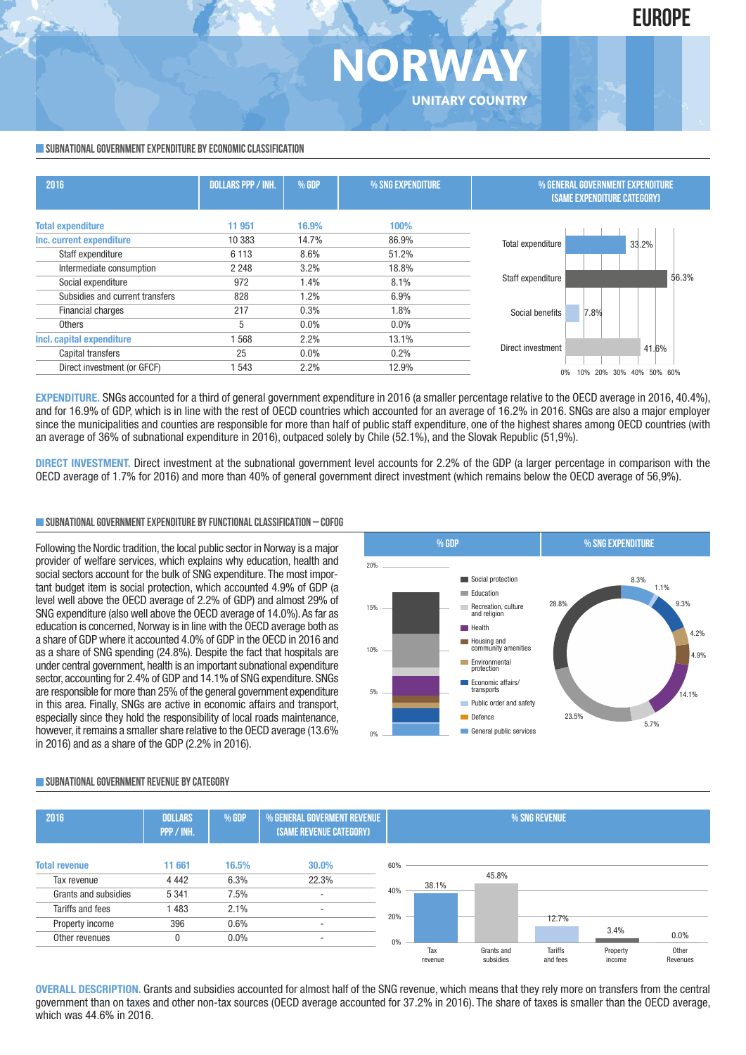EUROPE

# NORWAY

UNITARY COUNTRY

## SUBNATIONAL GOVERNMENT EXPENDITURE BY ECONOMIC CLASSIFICATION

| 2016 | DOLLARS PPP / INH. | % GDP | % SNG EXPENDITURE |
|---|---|---|---|
| **Total expenditure** | **11 951** | **16.9%** | **100%** |
| **Inc. current expenditure** | 10 383 | 14.7% | 86.9% |
| Staff expenditure | 6 113 | 8.6% | 51.2% |
| Intermediate consumption | 2 248 | 3.2% | 18.8% |
| Social expenditure | 972 | 1.4% | 8.1% |
| Subsidies and current transfers | 828 | 1.2% | 6.9% |
| Financial charges | 217 | 0.3% | 1.8% |
| Others | 5 | 0.0% | 0.0% |
| **Incl. capital expenditure** | 1 568 | 2.2% | 13.1% |
| Capital transfers | 25 | 0.0% | 0.2% |
| Direct investment (or GFCF) | 1 543 | 2.2% | 12.9% |

% GENERAL GOVERNMENT EXPENDITURE (SAME EXPENDITURE CATEGORY)

| Category | % |
|---|---|
| Total expenditure | 33.2% |
| Staff expenditure | 56.3% |
| Social benefits | 7.8% |
| Direct investment | 41.6% |

**EXPENDITURE.** SNGs accounted for a third of general government expenditure in 2016 (a smaller percentage relative to the OECD average in 2016, 40.4%), and for 16.9% of GDP, which is in line with the rest of OECD countries which accounted for an average of 16.2% in 2016. SNGs are also a major employer since the municipalities and counties are responsible for more than half of public staff expenditure, one of the highest shares among OECD countries (with an average of 36% of subnational expenditure in 2016), outpaced solely by Chile (52.1%), and the Slovak Republic (51,9%).

**DIRECT INVESTMENT.** Direct investment at the subnational government level accounts for 2.2% of the GDP (a larger percentage in comparison with the OECD average of 1.7% for 2016) and more than 40% of general government direct investment (which remains below the OECD average of 56,9%).

## SUBNATIONAL GOVERNMENT EXPENDITURE BY FUNCTIONAL CLASSIFICATION – COFOG

Following the Nordic tradition, the local public sector in Norway is a major provider of welfare services, which explains why education, health and social sectors account for the bulk of SNG expenditure. The most important budget item is social protection, which accounted 4.9% of GDP (a level well above the OECD average of 2.2% of GDP) and almost 29% of SNG expenditure (also well above the OECD average of 14.0%). As far as education is concerned, Norway is in line with the OECD average both as a share of GDP where it accounted 4.0% of GDP in the OECD in 2016 and as a share of SNG spending (24.8%). Despite the fact that hospitals are under central government, health is an important subnational expenditure sector, accounting for 2.4% of GDP and 14.1% of SNG expenditure. SNGs are responsible for more than 25% of the general government expenditure in this area. Finally, SNGs are active in economic affairs and transport, especially since they hold the responsibility of local roads maintenance, however, it remains a smaller share relative to the OECD average (13.6% in 2016) and as a share of the GDP (2.2% in 2016).

% SNG EXPENDITURE

| Function | % |
|---|---|
| Social protection | 28.8% |
| Education | 23.5% |
| Recreation, culture and religion | 5.7% |
| Health | 14.1% |
| Housing and community amenities | 4.9% |
| Environmental protection | 4.2% |
| Economic affairs/transports | 9.3% |
| Public order and safety | 1.1% |
| Defence | |
| General public services | 8.3% |

## SUBNATIONAL GOVERNMENT REVENUE BY CATEGORY

| 2016 | DOLLARS PPP / INH. | % GDP | % GENERAL GOVERMENT REVENUE (SAME REVENUE CATEGORY) |
|---|---|---|---|
| **Total revenue** | **11 661** | **16.5%** | **30.0%** |
| Tax revenue | 4 442 | 6.3% | 22.3% |
| Grants and subsidies | 5 341 | 7.5% | - |
| Tariffs and fees | 1 483 | 2.1% | - |
| Property income | 396 | 0.6% | - |
| Other revenues | 0 | 0.0% | - |

% SNG REVENUE

| Tax revenue | Grants and subsidies | Tariffs and fees | Property income | Other Revenues |
|---|---|---|---|---|
| 38.1% | 45.8% | 12.7% | 3.4% | 0.0% |

**OVERALL DESCRIPTION.** Grants and subsidies accounted for almost half of the SNG revenue, which means that they rely more on transfers from the central government than on taxes and other non-tax sources (OECD average accounted for 37.2% in 2016). The share of taxes is smaller than the OECD average, which was 44.6% in 2016.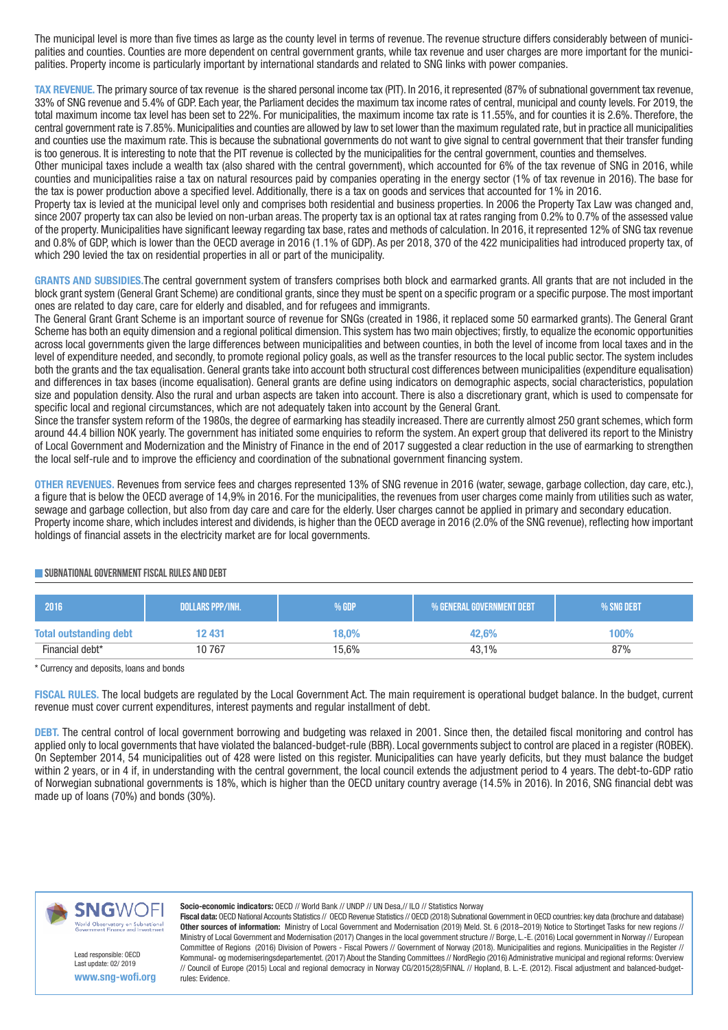The municipal level is more than five times as large as the county level in terms of revenue. The revenue structure differs considerably between of municipalities and counties. Counties are more dependent on central government grants, while tax revenue and user charges are more important for the municipalities. Property income is particularly important by international standards and related to SNG links with power companies.

**TAX REVENUE.** The primary source of tax revenue is the shared personal income tax (PIT). In 2016, it represented (87% of subnational government tax revenue, 33% of SNG revenue and 5.4% of GDP. Each year, the Parliament decides the maximum tax income rates of central, municipal and county levels. For 2019, the total maximum income tax level has been set to 22%. For municipalities, the maximum income tax rate is 11.55%, and for counties it is 2.6%. Therefore, the central government rate is 7.85%. Municipalities and counties are allowed by law to set lower than the maximum regulated rate, but in practice all municipalities and counties use the maximum rate. This is because the subnational governments do not want to give signal to central government that their transfer funding is too generous. It is interesting to note that the PIT revenue is collected by the municipalities for the central government, counties and themselves.

Other municipal taxes include a wealth tax (also shared with the central government), which accounted for 6% of the tax revenue of SNG in 2016, while counties and municipalities raise a tax on natural resources paid by companies operating in the energy sector (1% of tax revenue in 2016). The base for the tax is power production above a specified level. Additionally, there is a tax on goods and services that accounted for 1% in 2016.

Property tax is levied at the municipal level only and comprises both residential and business properties. In 2006 the Property Tax Law was changed and, since 2007 property tax can also be levied on non-urban areas. The property tax is an optional tax at rates ranging from 0.2% to 0.7% of the assessed value of the property. Municipalities have significant leeway regarding tax base, rates and methods of calculation. In 2016, it represented 12% of SNG tax revenue and 0.8% of GDP, which is lower than the OECD average in 2016 (1.1% of GDP). As per 2018, 370 of the 422 municipalities had introduced property tax, of which 290 levied the tax on residential properties in all or part of the municipality.

**GRANTS AND SUBSIDIES.** The central government system of transfers comprises both block and earmarked grants. All grants that are not included in the block grant system (General Grant Scheme) are conditional grants, since they must be spent on a specific program or a specific purpose. The most important ones are related to day care, care for elderly and disabled, and for refugees and immigrants.

The General Grant Grant Scheme is an important source of revenue for SNGs (created in 1986, it replaced some 50 earmarked grants). The General Grant Scheme has both an equity dimension and a regional political dimension. This system has two main objectives; firstly, to equalize the economic opportunities across local governments given the large differences between municipalities and between counties, in both the level of income from local taxes and in the level of expenditure needed, and secondly, to promote regional policy goals, as well as the transfer resources to the local public sector. The system includes both the grants and the tax equalisation. General grants take into account both structural cost differences between municipalities (expenditure equalisation) and differences in tax bases (income equalisation). General grants are define using indicators on demographic aspects, social characteristics, population size and population density. Also the rural and urban aspects are taken into account. There is also a discretionary grant, which is used to compensate for specific local and regional circumstances, which are not adequately taken into account by the General Grant.

Since the transfer system reform of the 1980s, the degree of earmarking has steadily increased. There are currently almost 250 grant schemes, which form around 44.4 billion NOK yearly. The government has initiated some enquiries to reform the system. An expert group that delivered its report to the Ministry of Local Government and Modernization and the Ministry of Finance in the end of 2017 suggested a clear reduction in the use of earmarking to strengthen the local self-rule and to improve the efficiency and coordination of the subnational government financing system.

**OTHER REVENUES.** Revenues from service fees and charges represented 13% of SNG revenue in 2016 (water, sewage, garbage collection, day care, etc.), a figure that is below the OECD average of 14,9% in 2016. For the municipalities, the revenues from user charges come mainly from utilities such as water, sewage and garbage collection, but also from day care and care for the elderly. User charges cannot be applied in primary and secondary education.

Property income share, which includes interest and dividends, is higher than the OECD average in 2016 (2.0% of the SNG revenue), reflecting how important holdings of financial assets in the electricity market are for local governments.

## SUBNATIONAL GOVERNMENT FISCAL RULES AND DEBT

| 2016 | DOLLARS PPP/INH. | % GDP | % GENERAL GOVERNMENT DEBT | % SNG DEBT |
|---|---|---|---|---|
| **Total outstanding debt** | **12 431** | **18,0%** | **42,6%** | **100%** |
| Financial debt* | 10 767 | 15,6% | 43,1% | 87% |

\* Currency and deposits, loans and bonds

**FISCAL RULES.** The local budgets are regulated by the Local Government Act. The main requirement is operational budget balance. In the budget, current revenue must cover current expenditures, interest payments and regular installment of debt.

**DEBT.** The central control of local government borrowing and budgeting was relaxed in 2001. Since then, the detailed fiscal monitoring and control has applied only to local governments that have violated the balanced-budget-rule (BBR). Local governments subject to control are placed in a register (ROBEK). On September 2014, 54 municipalities out of 428 were listed on this register. Municipalities can have yearly deficits, but they must balance the budget within 2 years, or in 4 if, in understanding with the central government, the local council extends the adjustment period to 4 years. The debt-to-GDP ratio of Norwegian subnational governments is 18%, which is higher than the OECD unitary country average (14.5% in 2016). In 2016, SNG financial debt was made up of loans (70%) and bonds (30%).

SNGWOFI
World Observatory on Subnational Government Finance and Investment

Lead responsible: OECD
Last update: 02/ 2019

www.sng-wofi.org

**Socio-economic indicators:** OECD // World Bank // UNDP // UN Desa,// ILO // Statistics Norway

**Fiscal data:** OECD National Accounts Statistics // OECD Revenue Statistics // OECD (2018) Subnational Government in OECD countries: key data (brochure and database)

**Other sources of information:** Ministry of Local Government and Modernisation (2019) Meld. St. 6 (2018–2019) Notice to Stortinget Tasks for new regions // Ministry of Local Government and Modernisation (2017) Changes in the local government structure // Borge, L.-E. (2016) Local government in Norway // European Committee of Regions (2016) Division of Powers - Fiscal Powers // Government of Norway (2018). Municipalities and regions. Municipalities in the Register // Kommunal- og moderniseringsdepartementet. (2017) About the Standing Committees // NordRegio (2016) Administrative municipal and regional reforms: Overview // Council of Europe (2015) Local and regional democracy in Norway CG/2015(28)5FINAL // Hopland, B. L.-E. (2012). Fiscal adjustment and balanced-budget-rules: Evidence.